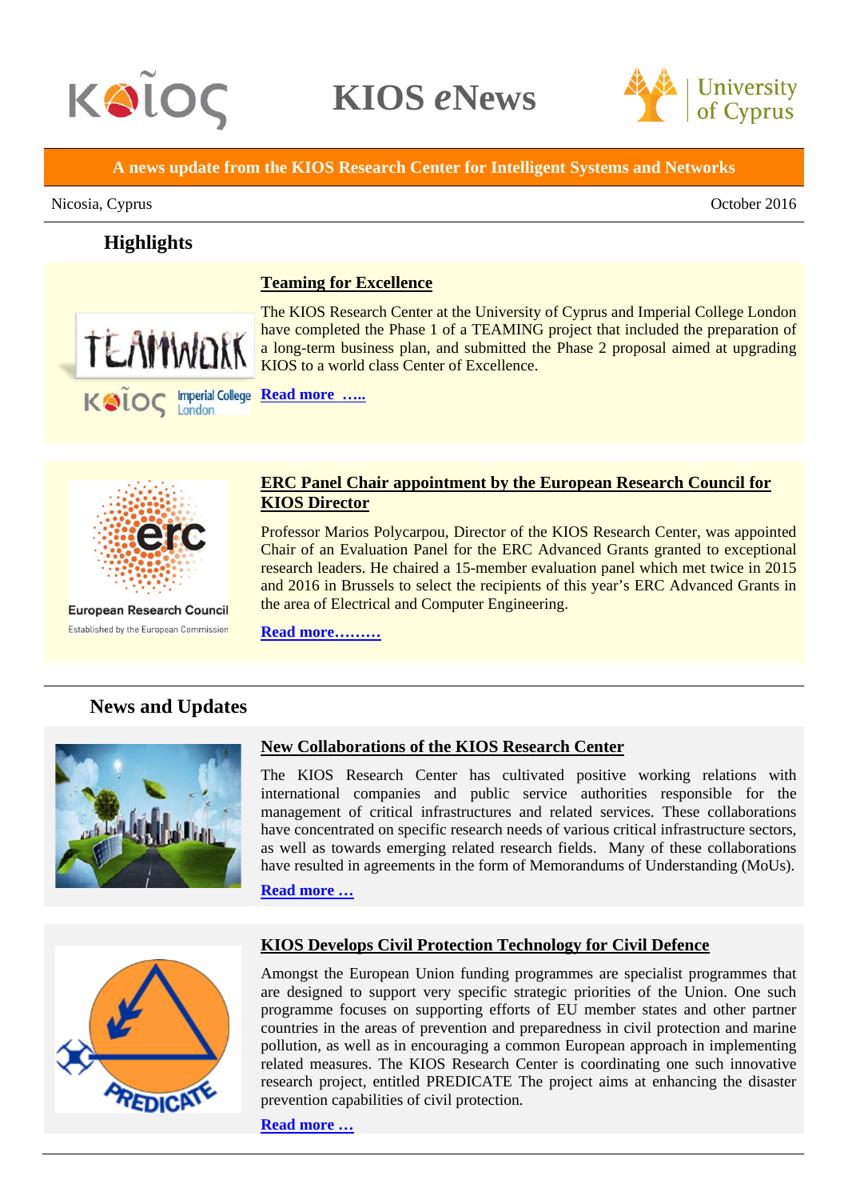# KIOS *e*News

**A news update from the KIOS Research Center for Intelligent Systems and Networks**

Nicosia, Cyprus

October 2016

## Highlights

### Teaming for Excellence

The KIOS Research Center at the University of Cyprus and Imperial College London have completed the Phase 1 of a TEAMING project that included the preparation of a long-term business plan, and submitted the Phase 2 proposal aimed at upgrading KIOS to a world class Center of Excellence.

**Read more …..**

### ERC Panel Chair appointment by the European Research Council for KIOS Director

Professor Marios Polycarpou, Director of the KIOS Research Center, was appointed Chair of an Evaluation Panel for the ERC Advanced Grants granted to exceptional research leaders. He chaired a 15-member evaluation panel which met twice in 2015 and 2016 in Brussels to select the recipients of this year's ERC Advanced Grants in the area of Electrical and Computer Engineering.

**Read more………**

## News and Updates

### New Collaborations of the KIOS Research Center

The KIOS Research Center has cultivated positive working relations with international companies and public service authorities responsible for the management of critical infrastructures and related services. These collaborations have concentrated on specific research needs of various critical infrastructure sectors, as well as towards emerging related research fields. Many of these collaborations have resulted in agreements in the form of Memorandums of Understanding (MoUs).

**Read more …**

### KIOS Develops Civil Protection Technology for Civil Defence

Amongst the European Union funding programmes are specialist programmes that are designed to support very specific strategic priorities of the Union. One such programme focuses on supporting efforts of EU member states and other partner countries in the areas of prevention and preparedness in civil protection and marine pollution, as well as in encouraging a common European approach in implementing related measures. The KIOS Research Center is coordinating one such innovative research project, entitled PREDICATE The project aims at enhancing the disaster prevention capabilities of civil protection.

**Read more …**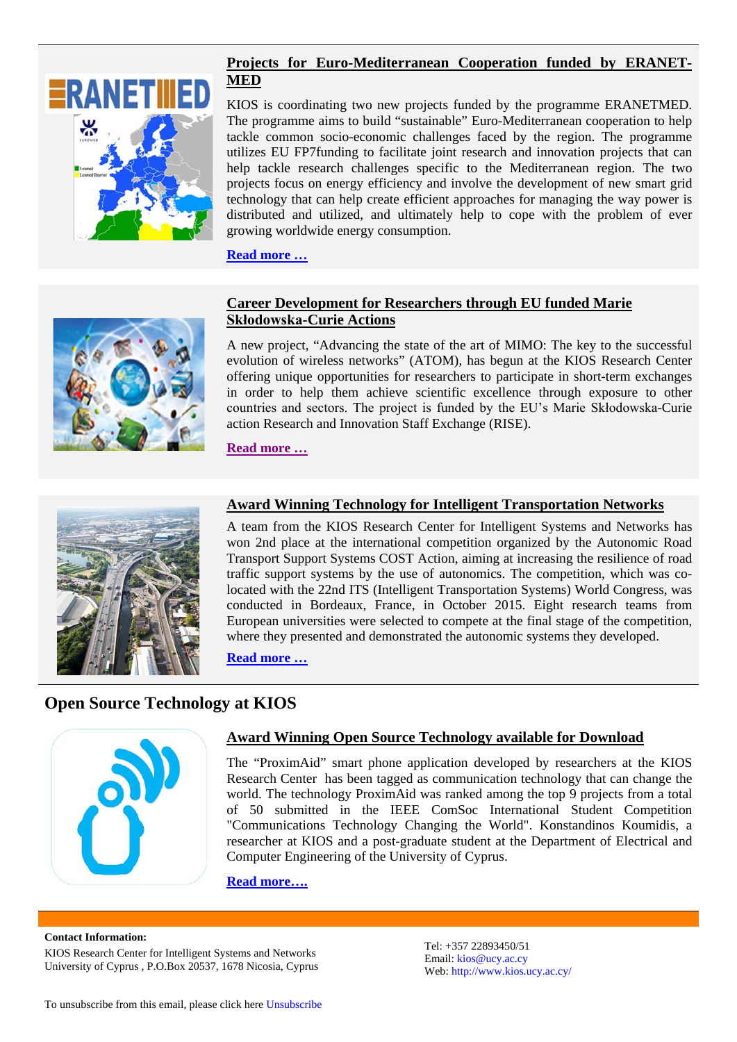### Projects for Euro-Mediterranean Cooperation funded by ERANET-MED

KIOS is coordinating two new projects funded by the programme ERANETMED. The programme aims to build "sustainable" Euro-Mediterranean cooperation to help tackle common socio-economic challenges faced by the region. The programme utilizes EU FP7funding to facilitate joint research and innovation projects that can help tackle research challenges specific to the Mediterranean region. The two projects focus on energy efficiency and involve the development of new smart grid technology that can help create efficient approaches for managing the way power is distributed and utilized, and ultimately help to cope with the problem of ever growing worldwide energy consumption.

**Read more …**

### Career Development for Researchers through EU funded Marie Skłodowska-Curie Actions

A new project, "Advancing the state of the art of MIMO: The key to the successful evolution of wireless networks" (ATOM), has begun at the KIOS Research Center offering unique opportunities for researchers to participate in short-term exchanges in order to help them achieve scientific excellence through exposure to other countries and sectors. The project is funded by the EU's Marie Skłodowska-Curie action Research and Innovation Staff Exchange (RISE).

**Read more …**

### Award Winning Technology for Intelligent Transportation Networks

A team from the KIOS Research Center for Intelligent Systems and Networks has won 2nd place at the international competition organized by the Autonomic Road Transport Support Systems COST Action, aiming at increasing the resilience of road traffic support systems by the use of autonomics. The competition, which was co-located with the 22nd ITS (Intelligent Transportation Systems) World Congress, was conducted in Bordeaux, France, in October 2015. Eight research teams from European universities were selected to compete at the final stage of the competition, where they presented and demonstrated the autonomic systems they developed.

**Read more …**

## Open Source Technology at KIOS

### Award Winning Open Source Technology available for Download

The "ProximAid" smart phone application developed by researchers at the KIOS Research Center has been tagged as communication technology that can change the world. The technology ProximAid was ranked among the top 9 projects from a total of 50 submitted in the IEEE ComSoc International Student Competition "Communications Technology Changing the World". Konstandinos Koumidis, a researcher at KIOS and a post-graduate student at the Department of Electrical and Computer Engineering of the University of Cyprus.

**Read more….**

**Contact Information:**

KIOS Research Center for Intelligent Systems and Networks
University of Cyprus , P.O.Box 20537, 1678 Nicosia, Cyprus

Tel: +357 22893450/51
Email: kios@ucy.ac.cy
Web: http://www.kios.ucy.ac.cy/

To unsubscribe from this email, please click here Unsubscribe